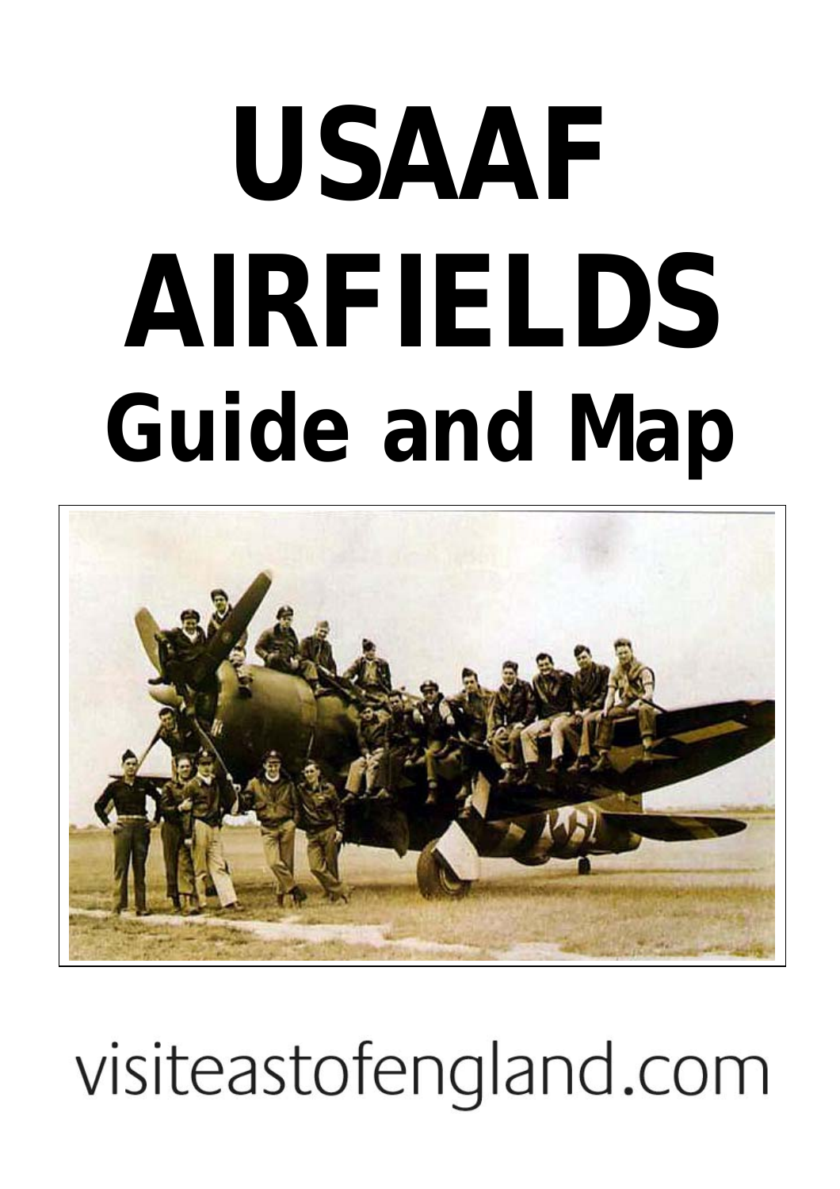# USAAF AIRFIELDS

## Guide and Map

visiteastofengland.com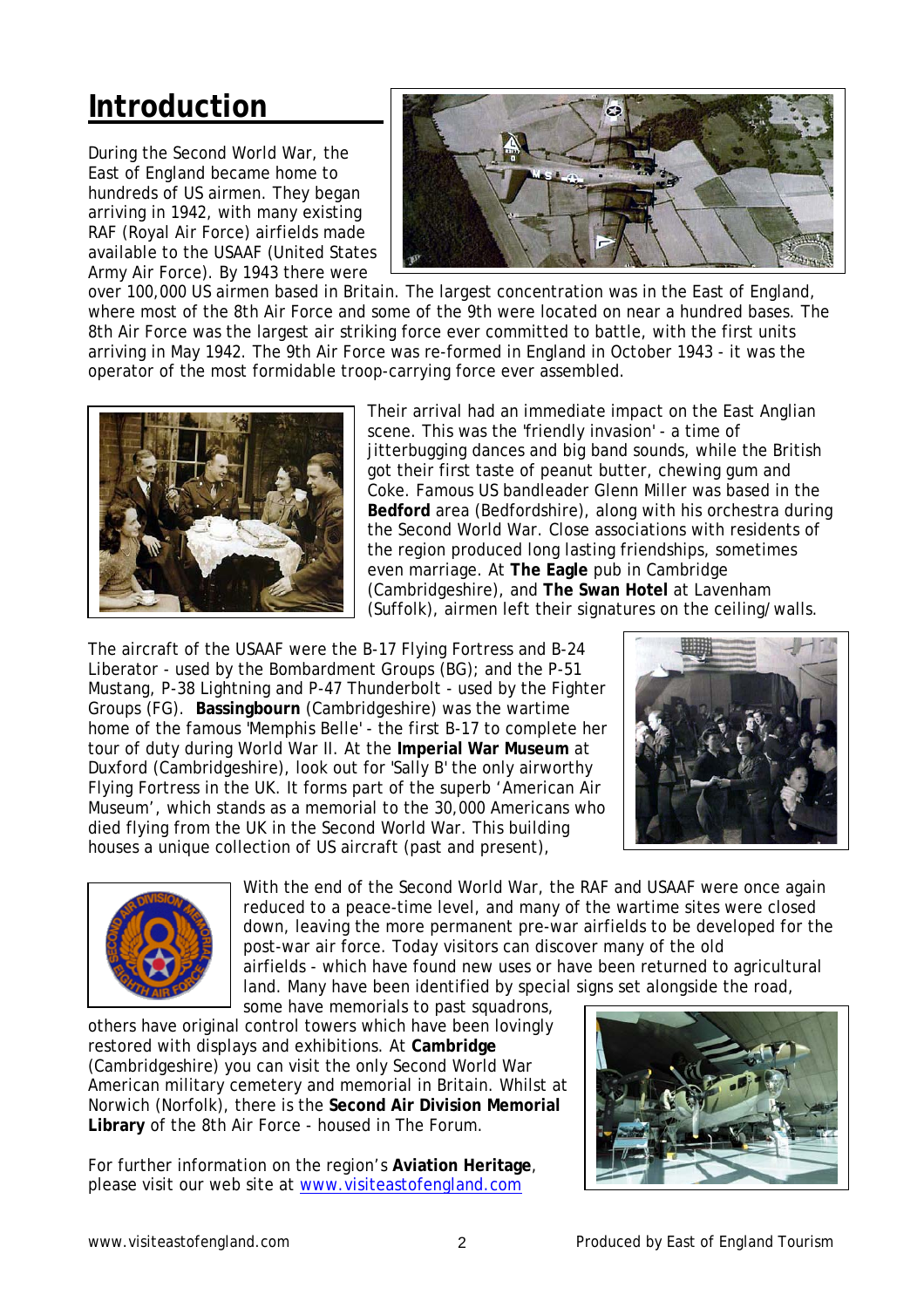# Introduction

During the Second World War, the East of England became home to hundreds of US airmen. They began arriving in 1942, with many existing RAF (Royal Air Force) airfields made available to the USAAF (United States Army Air Force). By 1943 there were over 100,000 US airmen based in Britain. The largest concentration was in the East of England, where most of the 8th Air Force and some of the 9th were located on near a hundred bases. The 8th Air Force was the largest air striking force ever committed to battle, with the first units arriving in May 1942. The 9th Air Force was re-formed in England in October 1943 - it was the operator of the most formidable troop-carrying force ever assembled.

Their arrival had an immediate impact on the East Anglian scene. This was the 'friendly invasion' - a time of jitterbugging dances and big band sounds, while the British got their first taste of peanut butter, chewing gum and Coke. Famous US bandleader Glenn Miller was based in the **Bedford** area (Bedfordshire), along with his orchestra during the Second World War. Close associations with residents of the region produced long lasting friendships, sometimes even marriage. At **The Eagle** pub in Cambridge (Cambridgeshire), and **The Swan Hotel** at Lavenham (Suffolk), airmen left their signatures on the ceiling/walls.

The aircraft of the USAAF were the B-17 Flying Fortress and B-24 Liberator - used by the Bombardment Groups (BG); and the P-51 Mustang, P-38 Lightning and P-47 Thunderbolt - used by the Fighter Groups (FG). **Bassingbourn** (Cambridgeshire) was the wartime home of the famous 'Memphis Belle' - the first B-17 to complete her tour of duty during World War II. At the **Imperial War Museum** at Duxford (Cambridgeshire), look out for 'Sally B' the only airworthy Flying Fortress in the UK. It forms part of the superb 'American Air Museum', which stands as a memorial to the 30,000 Americans who died flying from the UK in the Second World War. This building houses a unique collection of US aircraft (past and present),

With the end of the Second World War, the RAF and USAAF were once again reduced to a peace-time level, and many of the wartime sites were closed down, leaving the more permanent pre-war airfields to be developed for the post-war air force. Today visitors can discover many of the old airfields - which have found new uses or have been returned to agricultural land. Many have been identified by special signs set alongside the road, some have memorials to past squadrons, others have original control towers which have been lovingly restored with displays and exhibitions. At **Cambridge** (Cambridgeshire) you can visit the only Second World War American military cemetery and memorial in Britain. Whilst at Norwich (Norfolk), there is the **Second Air Division Memorial Library** of the 8th Air Force - housed in The Forum.

For further information on the region's **Aviation Heritage**, please visit our web site at www.visiteastofengland.com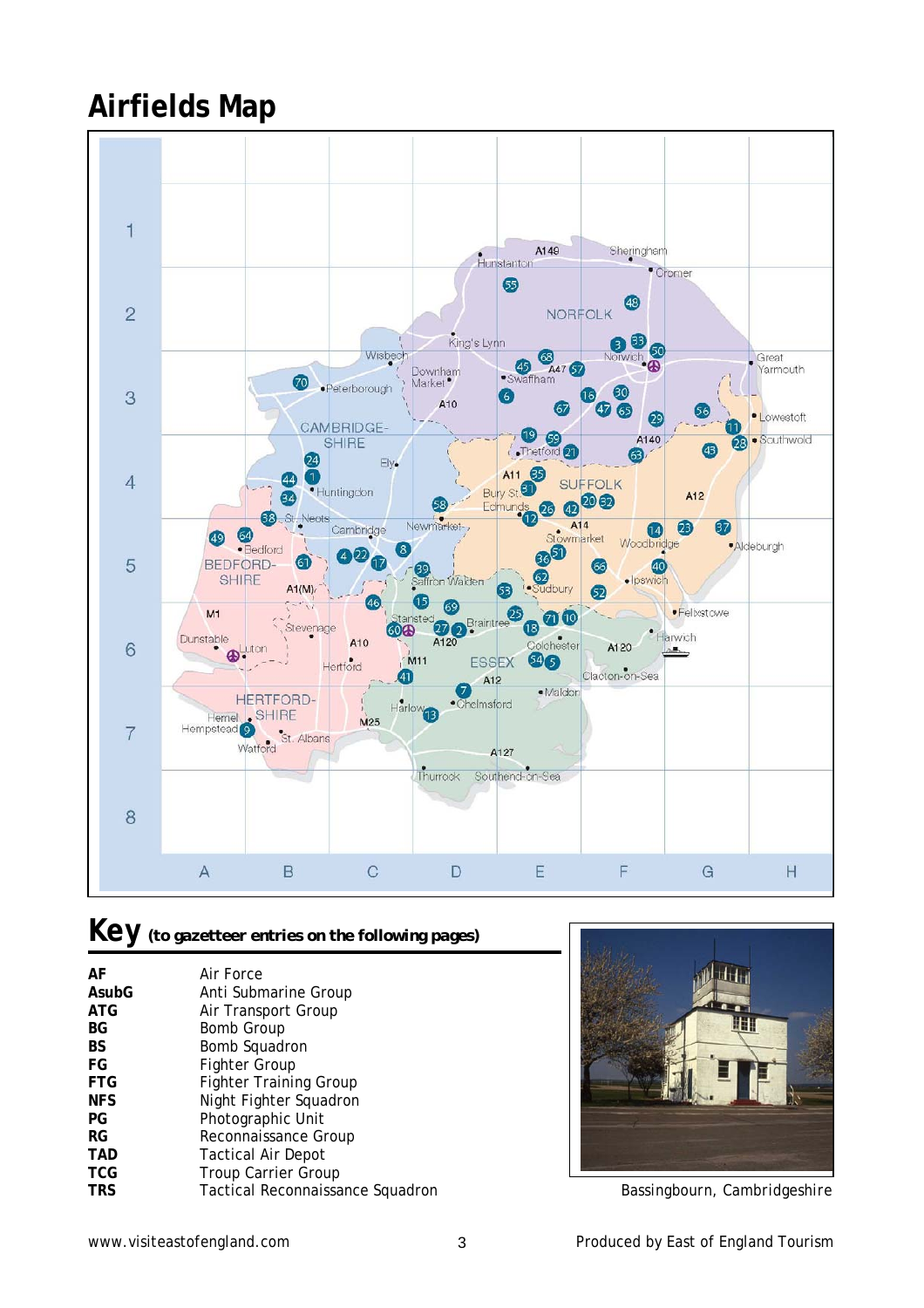# Airfields Map

## Key (to gazetteer entries on the following pages)

| | |
|---|---|
| **AF** | Air Force |
| **AsubG** | Anti Submarine Group |
| **ATG** | Air Transport Group |
| **BG** | Bomb Group |
| **BS** | Bomb Squadron |
| **FG** | Fighter Group |
| **FTG** | Fighter Training Group |
| **NFS** | Night Fighter Squadron |
| **PG** | Photographic Unit |
| **RG** | Reconnaissance Group |
| **TAD** | Tactical Air Depot |
| **TCG** | Troup Carrier Group |
| **TRS** | Tactical Reconnaissance Squadron |

Bassingbourn, Cambridgeshire

www.visiteastofengland.com

Produced by East of England Tourism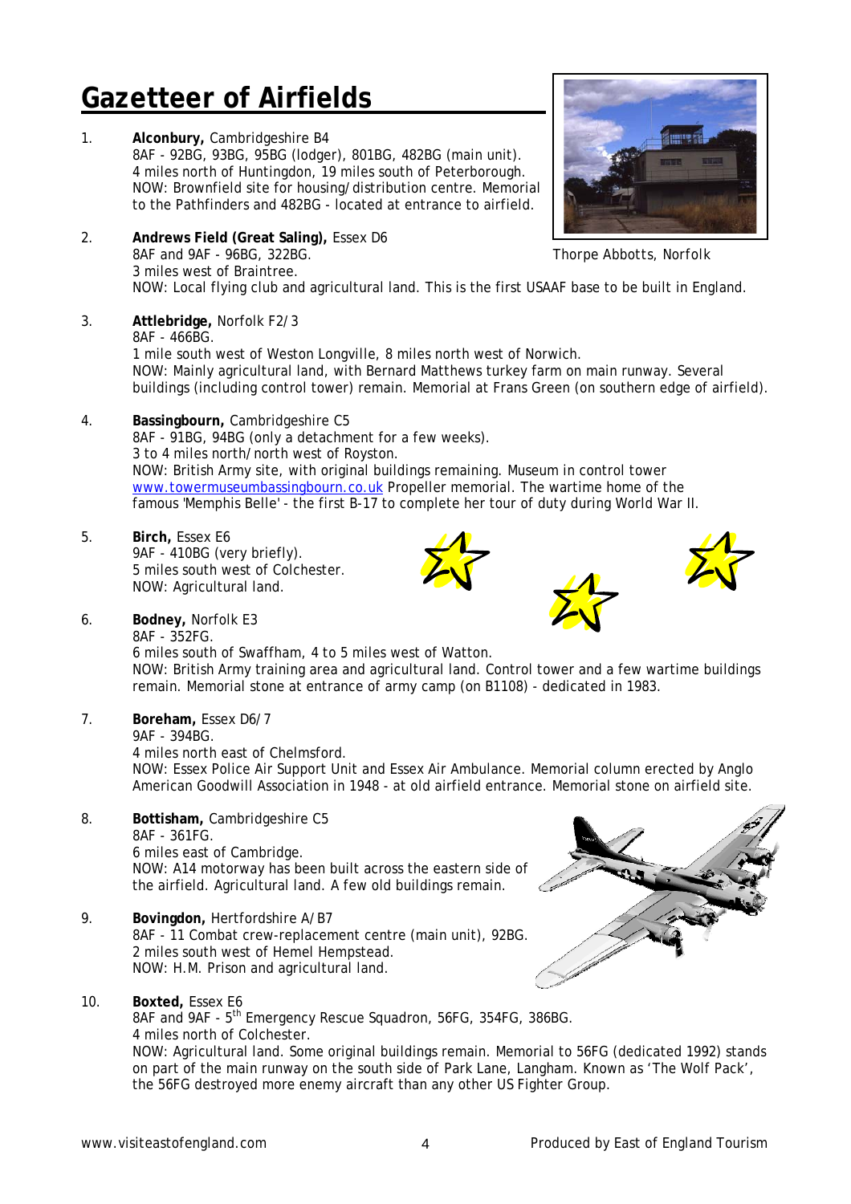# Gazetteer of Airfields

1. **Alconbury,** Cambridgeshire B4
   8AF - 92BG, 93BG, 95BG (lodger), 801BG, 482BG (main unit).
   4 miles north of Huntingdon, 19 miles south of Peterborough.
   NOW: Brownfield site for housing/distribution centre. Memorial to the Pathfinders and 482BG - located at entrance to airfield.

Thorpe Abbotts, Norfolk

2. **Andrews Field (Great Saling),** Essex D6
   8AF and 9AF - 96BG, 322BG.
   3 miles west of Braintree.
   NOW: Local flying club and agricultural land. This is the first USAAF base to be built in England.

3. **Attlebridge,** Norfolk F2/3
   8AF - 466BG.
   1 mile south west of Weston Longville, 8 miles north west of Norwich.
   NOW: Mainly agricultural land, with Bernard Matthews turkey farm on main runway. Several buildings (including control tower) remain. Memorial at Frans Green (on southern edge of airfield).

4. **Bassingbourn,** Cambridgeshire C5
   8AF - 91BG, 94BG (only a detachment for a few weeks).
   3 to 4 miles north/north west of Royston.
   NOW: British Army site, with original buildings remaining. Museum in control tower [www.towermuseumbassingbourn.co.uk](http://www.towermuseumbassingbourn.co.uk) Propeller memorial. The wartime home of the famous 'Memphis Belle' - the first B-17 to complete her tour of duty during World War II.

5. **Birch,** Essex E6
   9AF - 410BG (very briefly).
   5 miles south west of Colchester.
   NOW: Agricultural land.

6. **Bodney,** Norfolk E3
   8AF - 352FG.
   6 miles south of Swaffham, 4 to 5 miles west of Watton.
   NOW: British Army training area and agricultural land. Control tower and a few wartime buildings remain. Memorial stone at entrance of army camp (on B1108) - dedicated in 1983.

7. **Boreham,** Essex D6/7
   9AF - 394BG.
   4 miles north east of Chelmsford.
   NOW: Essex Police Air Support Unit and Essex Air Ambulance. Memorial column erected by Anglo American Goodwill Association in 1948 - at old airfield entrance. Memorial stone on airfield site.

8. **Bottisham,** Cambridgeshire C5
   8AF - 361FG.
   6 miles east of Cambridge.
   NOW: A14 motorway has been built across the eastern side of the airfield. Agricultural land. A few old buildings remain.

9. **Bovingdon,** Hertfordshire A/B7
   8AF - 11 Combat crew-replacement centre (main unit), 92BG.
   2 miles south west of Hemel Hempstead.
   NOW: H.M. Prison and agricultural land.

10. **Boxted,** Essex E6
    8AF and 9AF - 5th Emergency Rescue Squadron, 56FG, 354FG, 386BG.
    4 miles north of Colchester.
    NOW: Agricultural land. Some original buildings remain. Memorial to 56FG (dedicated 1992) stands on part of the main runway on the south side of Park Lane, Langham. Known as 'The Wolf Pack', the 56FG destroyed more enemy aircraft than any other US Fighter Group.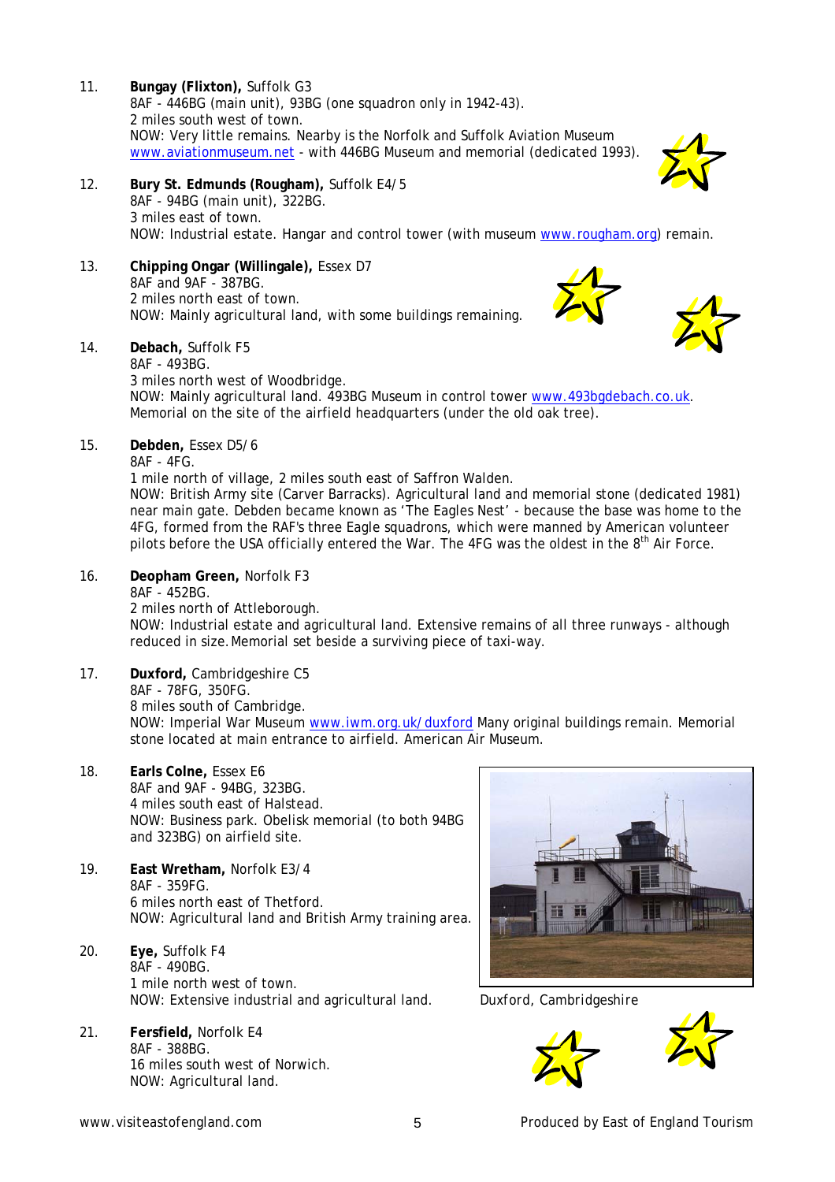11. **Bungay (Flixton),** Suffolk G3
    8AF - 446BG (main unit), 93BG (one squadron only in 1942-43).
    2 miles south west of town.
    NOW: Very little remains. Nearby is the Norfolk and Suffolk Aviation Museum www.aviationmuseum.net - with 446BG Museum and memorial (dedicated 1993).

12. **Bury St. Edmunds (Rougham),** Suffolk E4/5
    8AF - 94BG (main unit), 322BG.
    3 miles east of town.
    NOW: Industrial estate. Hangar and control tower (with museum www.rougham.org) remain.

13. **Chipping Ongar (Willingale),** Essex D7
    8AF and 9AF - 387BG.
    2 miles north east of town.
    NOW: Mainly agricultural land, with some buildings remaining.

14. **Debach,** Suffolk F5
    8AF - 493BG.
    3 miles north west of Woodbridge.
    NOW: Mainly agricultural land. 493BG Museum in control tower www.493bgdebach.co.uk. Memorial on the site of the airfield headquarters (under the old oak tree).

15. **Debden,** Essex D5/6
    8AF - 4FG.
    1 mile north of village, 2 miles south east of Saffron Walden.
    NOW: British Army site (Carver Barracks). Agricultural land and memorial stone (dedicated 1981) near main gate. Debden became known as 'The Eagles Nest' - because the base was home to the 4FG, formed from the RAF's three Eagle squadrons, which were manned by American volunteer pilots before the USA officially entered the War. The 4FG was the oldest in the 8th Air Force.

16. **Deopham Green,** Norfolk F3
    8AF - 452BG.
    2 miles north of Attleborough.
    NOW: Industrial estate and agricultural land. Extensive remains of all three runways - although reduced in size. Memorial set beside a surviving piece of taxi-way.

17. **Duxford,** Cambridgeshire C5
    8AF - 78FG, 350FG.
    8 miles south of Cambridge.
    NOW: Imperial War Museum www.iwm.org.uk/duxford Many original buildings remain. Memorial stone located at main entrance to airfield. American Air Museum.

18. **Earls Colne,** Essex E6
    8AF and 9AF - 94BG, 323BG.
    4 miles south east of Halstead.
    NOW: Business park. Obelisk memorial (to both 94BG and 323BG) on airfield site.

19. **East Wretham,** Norfolk E3/4
    8AF - 359FG.
    6 miles north east of Thetford.
    NOW: Agricultural land and British Army training area.

20. **Eye,** Suffolk F4
    8AF - 490BG.
    1 mile north west of town.
    NOW: Extensive industrial and agricultural land.

21. **Fersfield,** Norfolk E4
    8AF - 388BG.
    16 miles south west of Norwich.
    NOW: Agricultural land.

Duxford, Cambridgeshire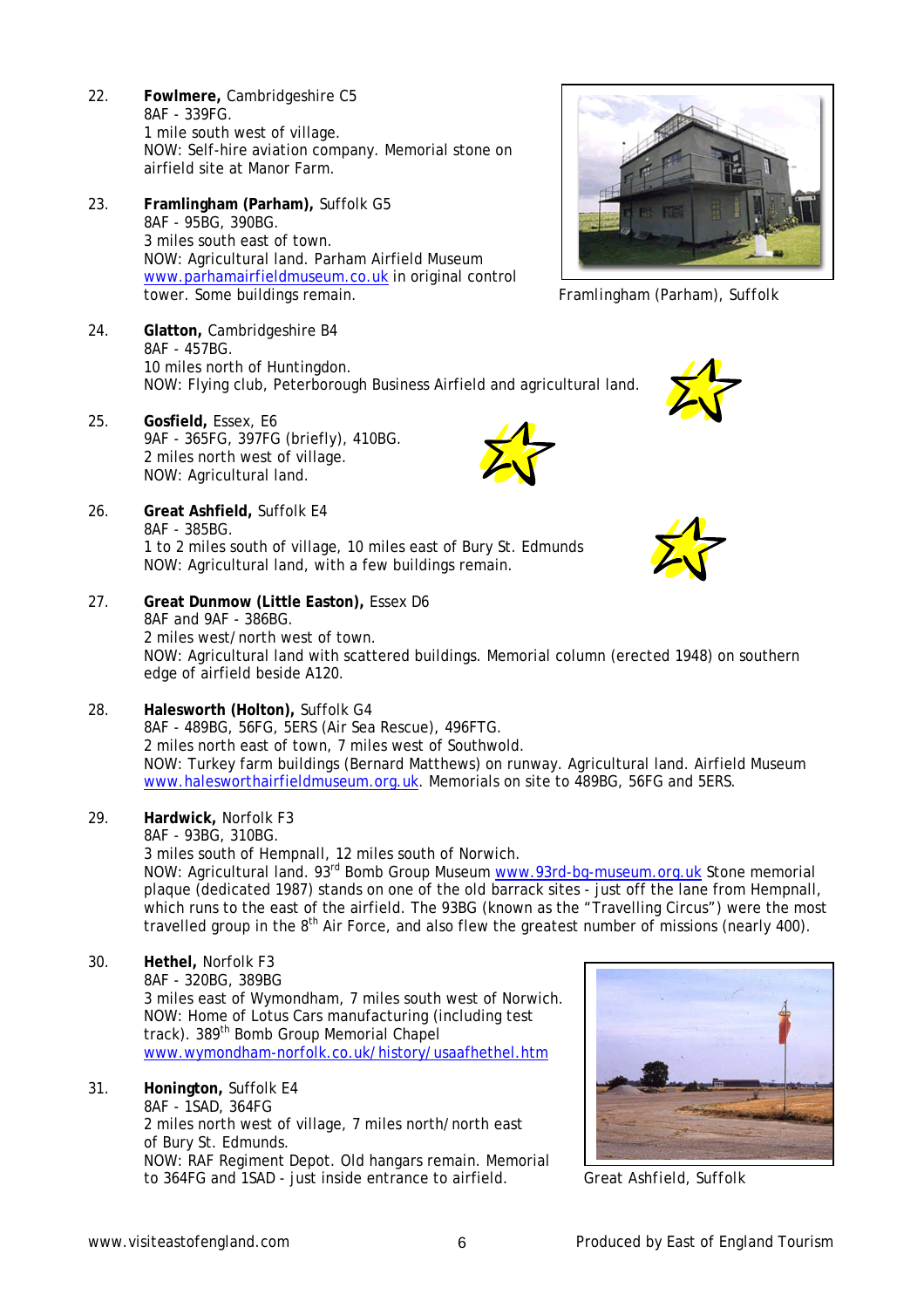22. **Fowlmere,** Cambridgeshire C5
    8AF - 339FG.
    1 mile south west of village.
    NOW: Self-hire aviation company. Memorial stone on airfield site at Manor Farm.

23. **Framlingham (Parham),** Suffolk G5
    8AF - 95BG, 390BG.
    3 miles south east of town.
    NOW: Agricultural land. Parham Airfield Museum www.parhamairfieldmuseum.co.uk in original control tower. Some buildings remain.

Framlingham (Parham), Suffolk

24. **Glatton,** Cambridgeshire B4
    8AF - 457BG.
    10 miles north of Huntingdon.
    NOW: Flying club, Peterborough Business Airfield and agricultural land.

25. **Gosfield,** Essex, E6
    9AF - 365FG, 397FG (briefly), 410BG.
    2 miles north west of village.
    NOW: Agricultural land.

26. **Great Ashfield,** Suffolk E4
    8AF - 385BG.
    1 to 2 miles south of village, 10 miles east of Bury St. Edmunds
    NOW: Agricultural land, with a few buildings remain.

27. **Great Dunmow (Little Easton),** Essex D6
    8AF and 9AF - 386BG.
    2 miles west/north west of town.
    NOW: Agricultural land with scattered buildings. Memorial column (erected 1948) on southern edge of airfield beside A120.

28. **Halesworth (Holton),** Suffolk G4
    8AF - 489BG, 56FG, 5ERS (Air Sea Rescue), 496FTG.
    2 miles north east of town, 7 miles west of Southwold.
    NOW: Turkey farm buildings (Bernard Matthews) on runway. Agricultural land. Airfield Museum www.halesworthairfieldmuseum.org.uk. Memorials on site to 489BG, 56FG and 5ERS.

29. **Hardwick,** Norfolk F3
    8AF - 93BG, 310BG.
    3 miles south of Hempnall, 12 miles south of Norwich.
    NOW: Agricultural land. 93rd Bomb Group Museum www.93rd-bg-museum.org.uk Stone memorial plaque (dedicated 1987) stands on one of the old barrack sites - just off the lane from Hempnall, which runs to the east of the airfield. The 93BG (known as the "Travelling Circus") were the most travelled group in the 8th Air Force, and also flew the greatest number of missions (nearly 400).

30. **Hethel,** Norfolk F3
    8AF - 320BG, 389BG
    3 miles east of Wymondham, 7 miles south west of Norwich.
    NOW: Home of Lotus Cars manufacturing (including test track). 389th Bomb Group Memorial Chapel www.wymondham-norfolk.co.uk/history/usaafhethel.htm

31. **Honington,** Suffolk E4
    8AF - 1SAD, 364FG
    2 miles north west of village, 7 miles north/north east of Bury St. Edmunds.
    NOW: RAF Regiment Depot. Old hangars remain. Memorial to 364FG and 1SAD - just inside entrance to airfield.

Great Ashfield, Suffolk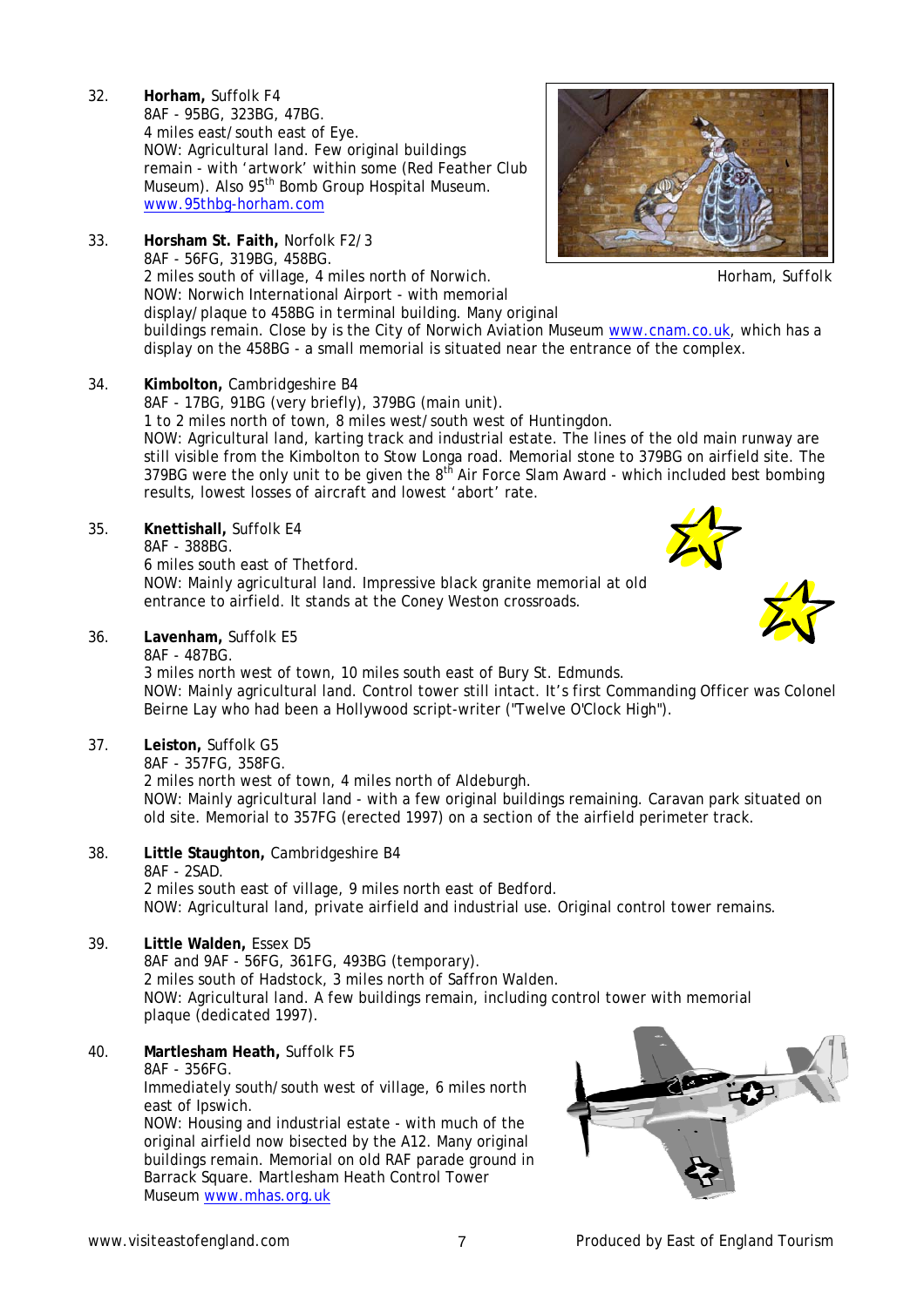32. **Horham,** Suffolk F4
8AF - 95BG, 323BG, 47BG.
4 miles east/south east of Eye.
NOW: Agricultural land. Few original buildings remain - with 'artwork' within some (Red Feather Club Museum). Also 95th Bomb Group Hospital Museum.
www.95thbg-horham.com

Horham, Suffolk

33. **Horsham St. Faith,** Norfolk F2/3
8AF - 56FG, 319BG, 458BG.
2 miles south of village, 4 miles north of Norwich.
NOW: Norwich International Airport - with memorial display/plaque to 458BG in terminal building. Many original buildings remain. Close by is the City of Norwich Aviation Museum www.cnam.co.uk, which has a display on the 458BG - a small memorial is situated near the entrance of the complex.

34. **Kimbolton,** Cambridgeshire B4
8AF - 17BG, 91BG (very briefly), 379BG (main unit).
1 to 2 miles north of town, 8 miles west/south west of Huntingdon.
NOW: Agricultural land, karting track and industrial estate. The lines of the old main runway are still visible from the Kimbolton to Stow Longa road. Memorial stone to 379BG on airfield site. The 379BG were the only unit to be given the 8th Air Force Slam Award - which included best bombing results, lowest losses of aircraft and lowest 'abort' rate.

35. **Knettishall,** Suffolk E4
8AF - 388BG.
6 miles south east of Thetford.
NOW: Mainly agricultural land. Impressive black granite memorial at old entrance to airfield. It stands at the Coney Weston crossroads.

36. **Lavenham,** Suffolk E5
8AF - 487BG.
3 miles north west of town, 10 miles south east of Bury St. Edmunds.
NOW: Mainly agricultural land. Control tower still intact. It's first Commanding Officer was Colonel Beirne Lay who had been a Hollywood script-writer ("Twelve O'Clock High").

37. **Leiston,** Suffolk G5
8AF - 357FG, 358FG.
2 miles north west of town, 4 miles north of Aldeburgh.
NOW: Mainly agricultural land - with a few original buildings remaining. Caravan park situated on old site. Memorial to 357FG (erected 1997) on a section of the airfield perimeter track.

38. **Little Staughton,** Cambridgeshire B4
8AF - 2SAD.
2 miles south east of village, 9 miles north east of Bedford.
NOW: Agricultural land, private airfield and industrial use. Original control tower remains.

39. **Little Walden,** Essex D5
8AF and 9AF - 56FG, 361FG, 493BG (temporary).
2 miles south of Hadstock, 3 miles north of Saffron Walden.
NOW: Agricultural land. A few buildings remain, including control tower with memorial plaque (dedicated 1997).

40. **Martlesham Heath,** Suffolk F5
8AF - 356FG.
Immediately south/south west of village, 6 miles north east of Ipswich.
NOW: Housing and industrial estate - with much of the original airfield now bisected by the A12. Many original buildings remain. Memorial on old RAF parade ground in Barrack Square. Martlesham Heath Control Tower Museum www.mhas.org.uk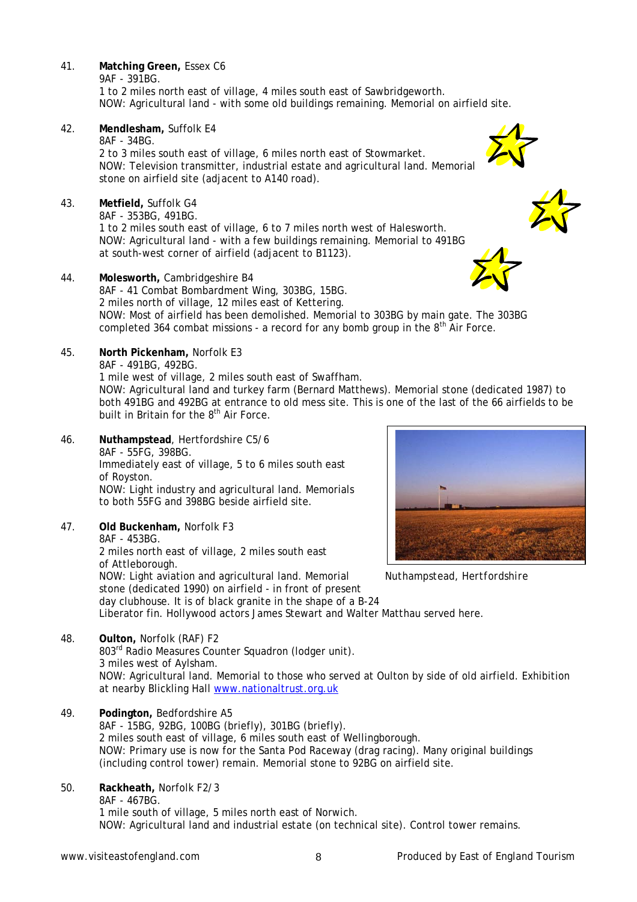41. **Matching Green,** Essex C6
 9AF - 391BG.
 1 to 2 miles north east of village, 4 miles south east of Sawbridgeworth.
 NOW: Agricultural land - with some old buildings remaining. Memorial on airfield site.

42. **Mendlesham,** Suffolk E4
 8AF - 34BG.
 2 to 3 miles south east of village, 6 miles north east of Stowmarket.
 NOW: Television transmitter, industrial estate and agricultural land. Memorial stone on airfield site (adjacent to A140 road).

43. **Metfield,** Suffolk G4
 8AF - 353BG, 491BG.
 1 to 2 miles south east of village, 6 to 7 miles north west of Halesworth.
 NOW: Agricultural land - with a few buildings remaining. Memorial to 491BG at south-west corner of airfield (adjacent to B1123).

44. **Molesworth,** Cambridgeshire B4
 8AF - 41 Combat Bombardment Wing, 303BG, 15BG.
 2 miles north of village, 12 miles east of Kettering.
 NOW: Most of airfield has been demolished. Memorial to 303BG by main gate. The 303BG completed 364 combat missions - a record for any bomb group in the 8th Air Force.

45. **North Pickenham,** Norfolk E3
 8AF - 491BG, 492BG.
 1 mile west of village, 2 miles south east of Swaffham.
 NOW: Agricultural land and turkey farm (Bernard Matthews). Memorial stone (dedicated 1987) to both 491BG and 492BG at entrance to old mess site. This is one of the last of the 66 airfields to be built in Britain for the 8th Air Force.

46. **Nuthampstead**, Hertfordshire C5/6
 8AF - 55FG, 398BG.
 Immediately east of village, 5 to 6 miles south east of Royston.
 NOW: Light industry and agricultural land. Memorials to both 55FG and 398BG beside airfield site.

*Nuthampstead, Hertfordshire*

47. **Old Buckenham,** Norfolk F3
 8AF - 453BG.
 2 miles north east of village, 2 miles south east of Attleborough.
 NOW: Light aviation and agricultural land. Memorial stone (dedicated 1990) on airfield - in front of present day clubhouse. It is of black granite in the shape of a B-24 Liberator fin. Hollywood actors James Stewart and Walter Matthau served here.

48. **Oulton,** Norfolk (RAF) F2
 803rd Radio Measures Counter Squadron (lodger unit).
 3 miles west of Aylsham.
 NOW: Agricultural land. Memorial to those who served at Oulton by side of old airfield. Exhibition at nearby Blickling Hall www.nationaltrust.org.uk

49. **Podington,** Bedfordshire A5
 8AF - 15BG, 92BG, 100BG (briefly), 301BG (briefly).
 2 miles south east of village, 6 miles south east of Wellingborough.
 NOW: Primary use is now for the Santa Pod Raceway (drag racing). Many original buildings (including control tower) remain. Memorial stone to 92BG on airfield site.

50. **Rackheath,** Norfolk F2/3
 8AF - 467BG.
 1 mile south of village, 5 miles north east of Norwich.
 NOW: Agricultural land and industrial estate (on technical site). Control tower remains.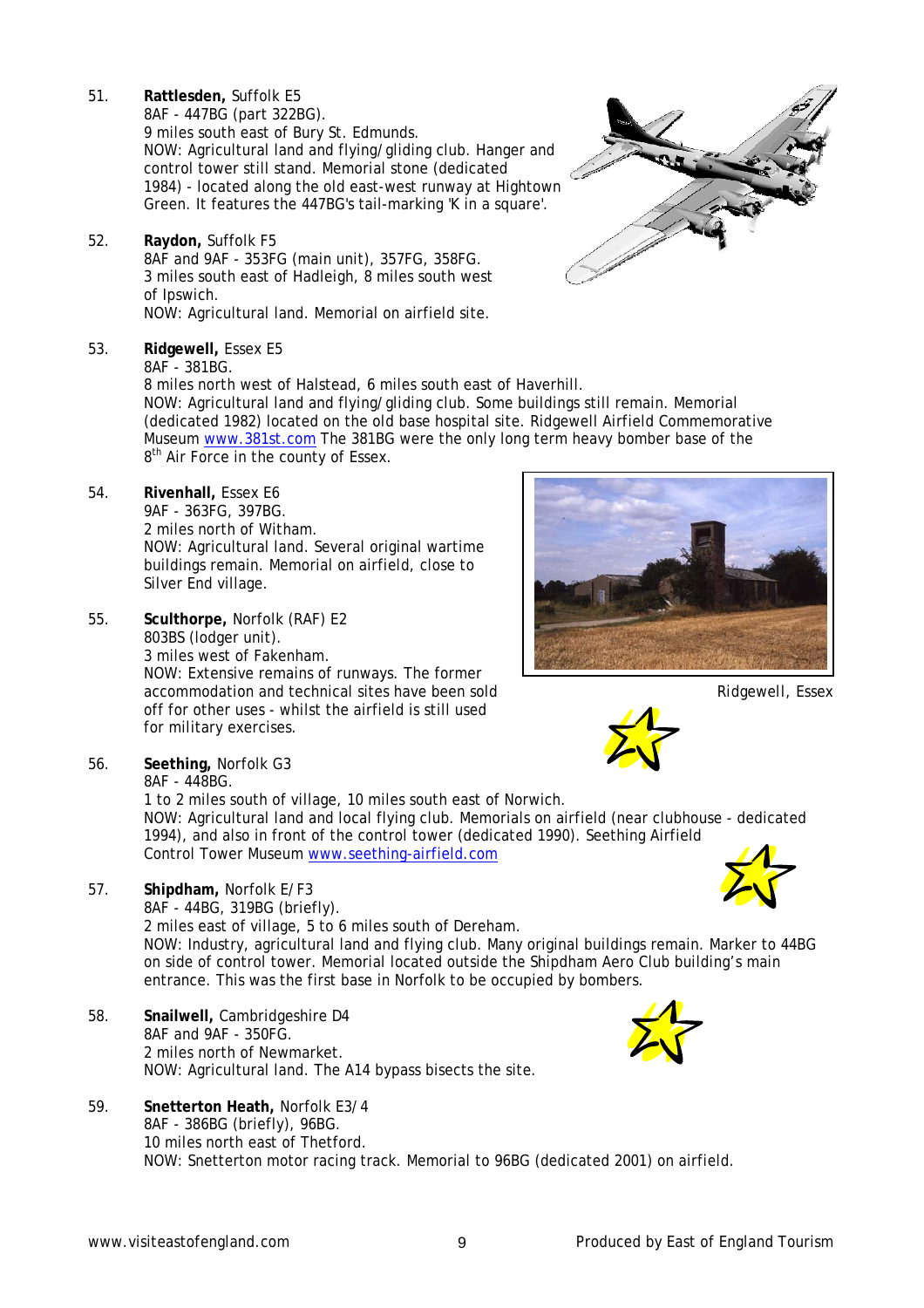51. **Rattlesden,** Suffolk E5
    8AF - 447BG (part 322BG).
    9 miles south east of Bury St. Edmunds.
    NOW: Agricultural land and flying/gliding club. Hanger and control tower still stand. Memorial stone (dedicated 1984) - located along the old east-west runway at Hightown Green. It features the 447BG's tail-marking 'K in a square'.

52. **Raydon,** Suffolk F5
    8AF and 9AF - 353FG (main unit), 357FG, 358FG.
    3 miles south east of Hadleigh, 8 miles south west of Ipswich.
    NOW: Agricultural land. Memorial on airfield site.

53. **Ridgewell,** Essex E5
    8AF - 381BG.
    8 miles north west of Halstead, 6 miles south east of Haverhill.
    NOW: Agricultural land and flying/gliding club. Some buildings still remain. Memorial (dedicated 1982) located on the old base hospital site. Ridgewell Airfield Commemorative Museum www.381st.com The 381BG were the only long term heavy bomber base of the 8th Air Force in the county of Essex.

54. **Rivenhall,** Essex E6
    9AF - 363FG, 397BG.
    2 miles north of Witham.
    NOW: Agricultural land. Several original wartime buildings remain. Memorial on airfield, close to Silver End village.

Ridgewell, Essex

55. **Sculthorpe,** Norfolk (RAF) E2
    803BS (lodger unit).
    3 miles west of Fakenham.
    NOW: Extensive remains of runways. The former accommodation and technical sites have been sold off for other uses - whilst the airfield is still used for military exercises.

56. **Seething,** Norfolk G3
    8AF - 448BG.
    1 to 2 miles south of village, 10 miles south east of Norwich.
    NOW: Agricultural land and local flying club. Memorials on airfield (near clubhouse - dedicated 1994), and also in front of the control tower (dedicated 1990). Seething Airfield Control Tower Museum www.seething-airfield.com

57. **Shipdham,** Norfolk E/F3
    8AF - 44BG, 319BG (briefly).
    2 miles east of village, 5 to 6 miles south of Dereham.
    NOW: Industry, agricultural land and flying club. Many original buildings remain. Marker to 44BG on side of control tower. Memorial located outside the Shipdham Aero Club building's main entrance. This was the first base in Norfolk to be occupied by bombers.

58. **Snailwell,** Cambridgeshire D4
    8AF and 9AF - 350FG.
    2 miles north of Newmarket.
    NOW: Agricultural land. The A14 bypass bisects the site.

59. **Snetterton Heath,** Norfolk E3/4
    8AF - 386BG (briefly), 96BG.
    10 miles north east of Thetford.
    NOW: Snetterton motor racing track. Memorial to 96BG (dedicated 2001) on airfield.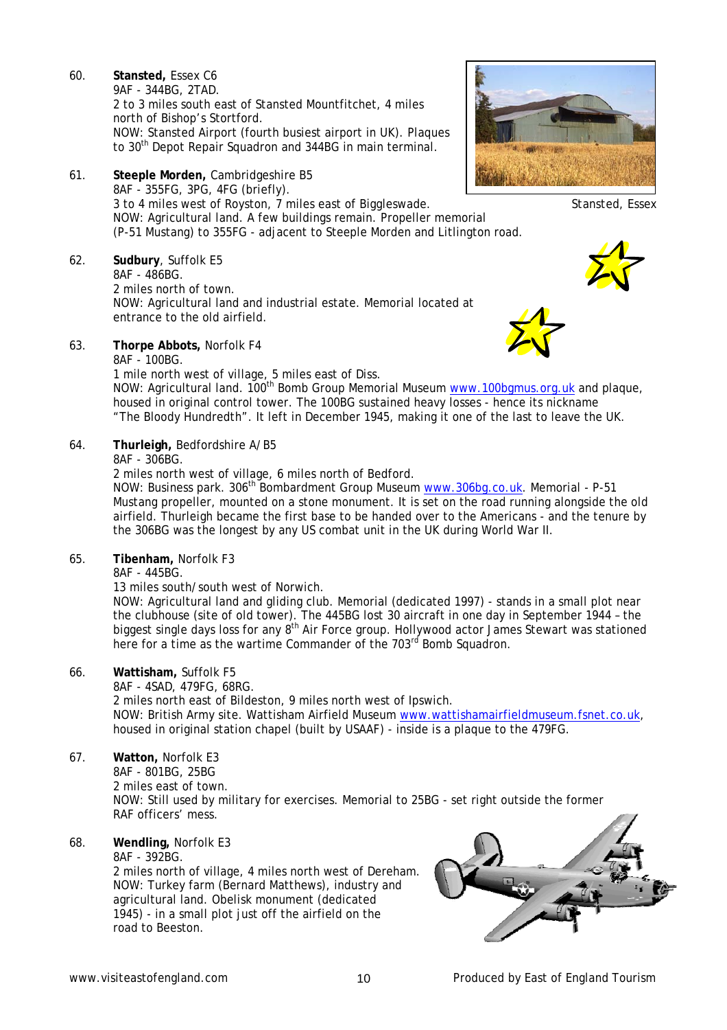60. **Stansted,** Essex C6
9AF - 344BG, 2TAD.
2 to 3 miles south east of Stansted Mountfitchet, 4 miles north of Bishop's Stortford.
NOW: Stansted Airport (fourth busiest airport in UK). Plaques to 30th Depot Repair Squadron and 344BG in main terminal.

Stansted, Essex

61. **Steeple Morden,** Cambridgeshire B5
8AF - 355FG, 3PG, 4FG (briefly).
3 to 4 miles west of Royston, 7 miles east of Biggleswade.
NOW: Agricultural land. A few buildings remain. Propeller memorial (P-51 Mustang) to 355FG - adjacent to Steeple Morden and Litlington road.

62. **Sudbury**, Suffolk E5
8AF - 486BG.
2 miles north of town.
NOW: Agricultural land and industrial estate. Memorial located at entrance to the old airfield.

63. **Thorpe Abbots,** Norfolk F4
8AF - 100BG.
1 mile north west of village, 5 miles east of Diss.
NOW: Agricultural land. 100th Bomb Group Memorial Museum www.100bgmus.org.uk and plaque, housed in original control tower. The 100BG sustained heavy losses - hence its nickname "The Bloody Hundredth". It left in December 1945, making it one of the last to leave the UK.

64. **Thurleigh,** Bedfordshire A/B5
8AF - 306BG.
2 miles north west of village, 6 miles north of Bedford.
NOW: Business park. 306th Bombardment Group Museum www.306bg.co.uk. Memorial - P-51 Mustang propeller, mounted on a stone monument. It is set on the road running alongside the old airfield. Thurleigh became the first base to be handed over to the Americans - and the tenure by the 306BG was the longest by any US combat unit in the UK during World War II.

65. **Tibenham,** Norfolk F3
8AF - 445BG.
13 miles south/south west of Norwich.
NOW: Agricultural land and gliding club. Memorial (dedicated 1997) - stands in a small plot near the clubhouse (site of old tower). The 445BG lost 30 aircraft in one day in September 1944 – the biggest single days loss for any 8th Air Force group. Hollywood actor James Stewart was stationed here for a time as the wartime Commander of the 703rd Bomb Squadron.

66. **Wattisham,** Suffolk F5
8AF - 4SAD, 479FG, 68RG.
2 miles north east of Bildeston, 9 miles north west of Ipswich.
NOW: British Army site. Wattisham Airfield Museum www.wattishamairfieldmuseum.fsnet.co.uk, housed in original station chapel (built by USAAF) - inside is a plaque to the 479FG.

67. **Watton,** Norfolk E3
8AF - 801BG, 25BG
2 miles east of town.
NOW: Still used by military for exercises. Memorial to 25BG - set right outside the former RAF officers' mess.

68. **Wendling,** Norfolk E3
8AF - 392BG.
2 miles north of village, 4 miles north west of Dereham.
NOW: Turkey farm (Bernard Matthews), industry and agricultural land. Obelisk monument (dedicated 1945) - in a small plot just off the airfield on the road to Beeston.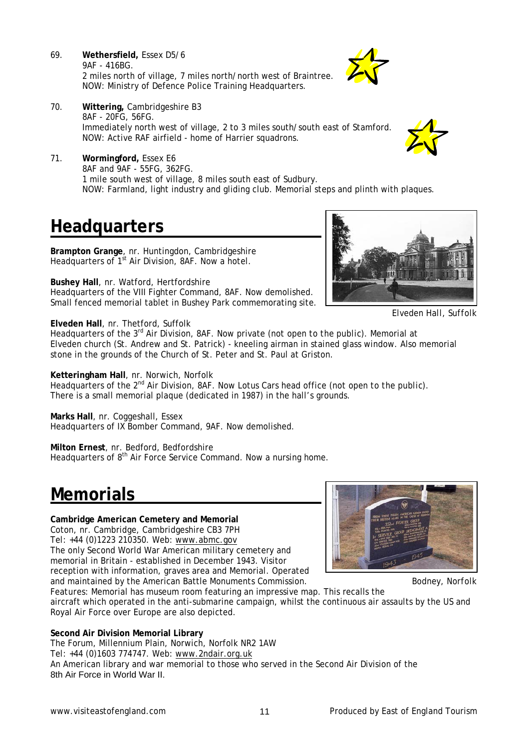69. **Wethersfield,** Essex D5/6
    9AF - 416BG.
    2 miles north of village, 7 miles north/north west of Braintree.
    NOW: Ministry of Defence Police Training Headquarters.

70. **Wittering,** Cambridgeshire B3
    8AF - 20FG, 56FG.
    Immediately north west of village, 2 to 3 miles south/south east of Stamford.
    NOW: Active RAF airfield - home of Harrier squadrons.

71. **Wormingford,** Essex E6
    8AF and 9AF - 55FG, 362FG.
    1 mile south west of village, 8 miles south east of Sudbury.
    NOW: Farmland, light industry and gliding club. Memorial steps and plinth with plaques.

# Headquarters

**Brampton Grange**, nr. Huntingdon, Cambridgeshire
Headquarters of 1st Air Division, 8AF. Now a hotel.

**Bushey Hall**, nr. Watford, Hertfordshire
Headquarters of the VIII Fighter Command, 8AF. Now demolished. Small fenced memorial tablet in Bushey Park commemorating site.

Elveden Hall, Suffolk

**Elveden Hall**, nr. Thetford, Suffolk
Headquarters of the 3rd Air Division, 8AF. Now private (not open to the public). Memorial at Elveden church (St. Andrew and St. Patrick) - kneeling airman in stained glass window. Also memorial stone in the grounds of the Church of St. Peter and St. Paul at Griston.

**Ketteringham Hall**, nr. Norwich, Norfolk
Headquarters of the 2nd Air Division, 8AF. Now Lotus Cars head office (not open to the public). There is a small memorial plaque (dedicated in 1987) in the hall's grounds.

**Marks Hall**, nr. Coggeshall, Essex
Headquarters of IX Bomber Command, 9AF. Now demolished.

**Milton Ernest**, nr. Bedford, Bedfordshire
Headquarters of 8th Air Force Service Command. Now a nursing home.

# Memorials

**Cambridge American Cemetery and Memorial**
Coton, nr. Cambridge, Cambridgeshire CB3 7PH
Tel: +44 (0)1223 210350. Web: www.abmc.gov
The only Second World War American military cemetery and memorial in Britain - established in December 1943. Visitor reception with information, graves area and Memorial. Operated and maintained by the American Battle Monuments Commission.
Features: Memorial has museum room featuring an impressive map. This recalls the aircraft which operated in the anti-submarine campaign, whilst the continuous air assaults by the US and Royal Air Force over Europe are also depicted.

Bodney, Norfolk

**Second Air Division Memorial Library**
The Forum, Millennium Plain, Norwich, Norfolk NR2 1AW
Tel: +44 (0)1603 774747. Web: www.2ndair.org.uk
An American library and war memorial to those who served in the Second Air Division of the 8th Air Force in World War II.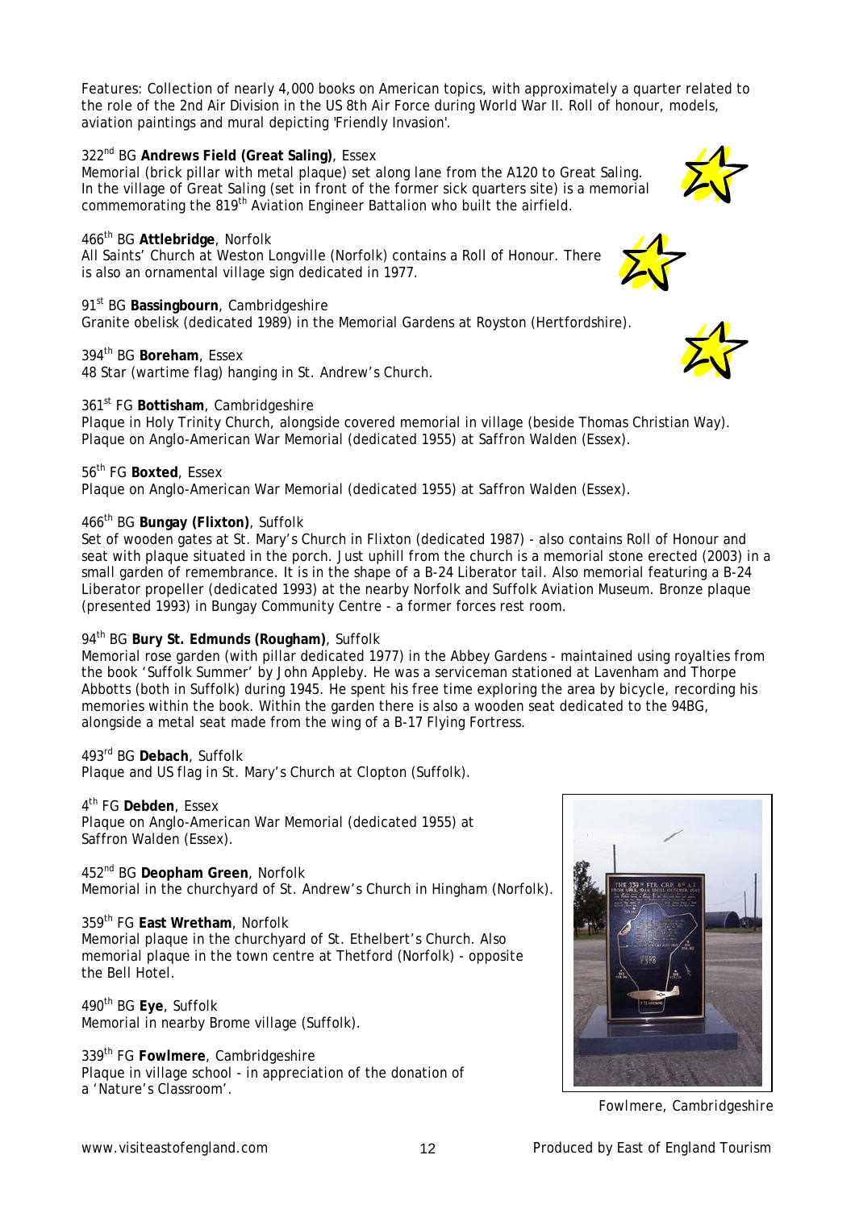Features: Collection of nearly 4,000 books on American topics, with approximately a quarter related to the role of the 2nd Air Division in the US 8th Air Force during World War II. Roll of honour, models, aviation paintings and mural depicting 'Friendly Invasion'.

322nd BG **Andrews Field (Great Saling)**, Essex
Memorial (brick pillar with metal plaque) set along lane from the A120 to Great Saling. In the village of Great Saling (set in front of the former sick quarters site) is a memorial commemorating the 819th Aviation Engineer Battalion who built the airfield.

466th BG **Attlebridge**, Norfolk
All Saints' Church at Weston Longville (Norfolk) contains a Roll of Honour. There is also an ornamental village sign dedicated in 1977.

91st BG **Bassingbourn**, Cambridgeshire
Granite obelisk (dedicated 1989) in the Memorial Gardens at Royston (Hertfordshire).

394th BG **Boreham**, Essex
48 Star (wartime flag) hanging in St. Andrew's Church.

361st FG **Bottisham**, Cambridgeshire
Plaque in Holy Trinity Church, alongside covered memorial in village (beside Thomas Christian Way). Plaque on Anglo-American War Memorial (dedicated 1955) at Saffron Walden (Essex).

56th FG **Boxted**, Essex
Plaque on Anglo-American War Memorial (dedicated 1955) at Saffron Walden (Essex).

466th BG **Bungay (Flixton)**, Suffolk
Set of wooden gates at St. Mary's Church in Flixton (dedicated 1987) - also contains Roll of Honour and seat with plaque situated in the porch. Just uphill from the church is a memorial stone erected (2003) in a small garden of remembrance. It is in the shape of a B-24 Liberator tail. Also memorial featuring a B-24 Liberator propeller (dedicated 1993) at the nearby Norfolk and Suffolk Aviation Museum. Bronze plaque (presented 1993) in Bungay Community Centre - a former forces rest room.

94th BG **Bury St. Edmunds (Rougham)**, Suffolk
Memorial rose garden (with pillar dedicated 1977) in the Abbey Gardens - maintained using royalties from the book 'Suffolk Summer' by John Appleby. He was a serviceman stationed at Lavenham and Thorpe Abbotts (both in Suffolk) during 1945. He spent his free time exploring the area by bicycle, recording his memories within the book. Within the garden there is also a wooden seat dedicated to the 94BG, alongside a metal seat made from the wing of a B-17 Flying Fortress.

493rd BG **Debach**, Suffolk
Plaque and US flag in St. Mary's Church at Clopton (Suffolk).

4th FG **Debden**, Essex
Plaque on Anglo-American War Memorial (dedicated 1955) at Saffron Walden (Essex).

452nd BG **Deopham Green**, Norfolk
Memorial in the churchyard of St. Andrew's Church in Hingham (Norfolk).

359th FG **East Wretham**, Norfolk
Memorial plaque in the churchyard of St. Ethelbert's Church. Also memorial plaque in the town centre at Thetford (Norfolk) - opposite the Bell Hotel.

490th BG **Eye**, Suffolk
Memorial in nearby Brome village (Suffolk).

339th FG **Fowlmere**, Cambridgeshire
Plaque in village school - in appreciation of the donation of a 'Nature's Classroom'.

*Fowlmere, Cambridgeshire*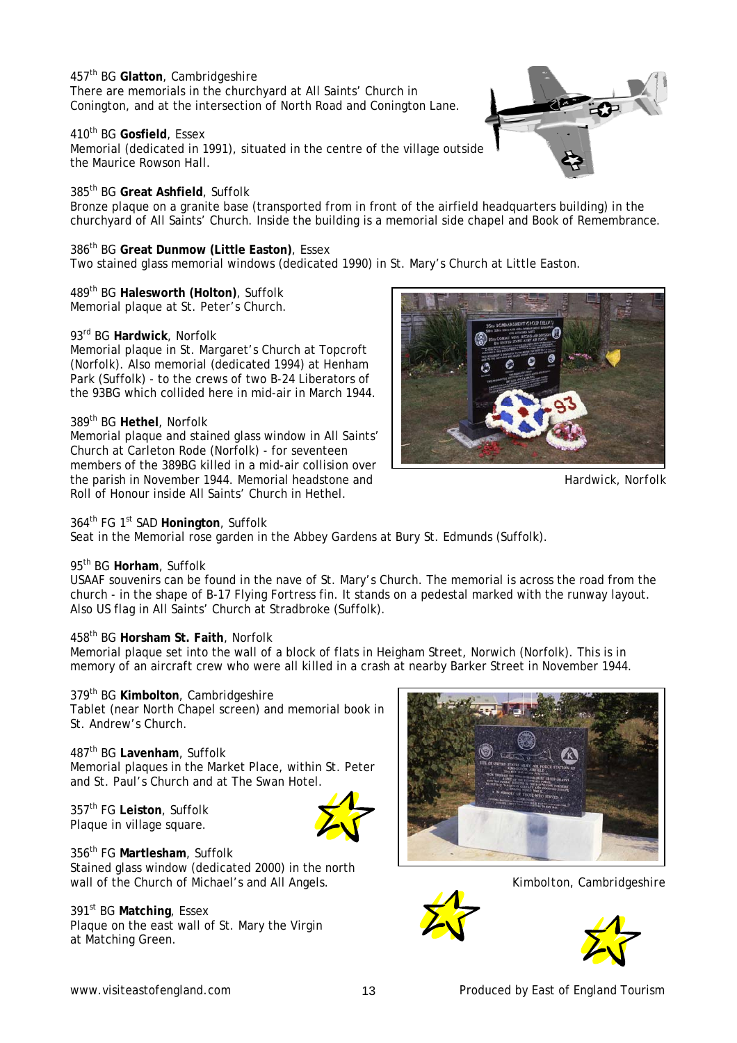457th BG **Glatton**, Cambridgeshire
There are memorials in the churchyard at All Saints' Church in Conington, and at the intersection of North Road and Conington Lane.

410th BG **Gosfield**, Essex
Memorial (dedicated in 1991), situated in the centre of the village outside the Maurice Rowson Hall.

385th BG **Great Ashfield**, Suffolk
Bronze plaque on a granite base (transported from in front of the airfield headquarters building) in the churchyard of All Saints' Church. Inside the building is a memorial side chapel and Book of Remembrance.

386th BG **Great Dunmow (Little Easton)**, Essex
Two stained glass memorial windows (dedicated 1990) in St. Mary's Church at Little Easton.

489th BG **Halesworth (Holton)**, Suffolk
Memorial plaque at St. Peter's Church.

93rd BG **Hardwick**, Norfolk
Memorial plaque in St. Margaret's Church at Topcroft (Norfolk). Also memorial (dedicated 1994) at Henham Park (Suffolk) - to the crews of two B-24 Liberators of the 93BG which collided here in mid-air in March 1944.

Hardwick, Norfolk

389th BG **Hethel**, Norfolk
Memorial plaque and stained glass window in All Saints' Church at Carleton Rode (Norfolk) - for seventeen members of the 389BG killed in a mid-air collision over the parish in November 1944. Memorial headstone and Roll of Honour inside All Saints' Church in Hethel.

364th FG 1st SAD **Honington**, Suffolk
Seat in the Memorial rose garden in the Abbey Gardens at Bury St. Edmunds (Suffolk).

95th BG **Horham**, Suffolk
USAAF souvenirs can be found in the nave of St. Mary's Church. The memorial is across the road from the church - in the shape of B-17 Flying Fortress fin. It stands on a pedestal marked with the runway layout. Also US flag in All Saints' Church at Stradbroke (Suffolk).

458th BG **Horsham St. Faith**, Norfolk
Memorial plaque set into the wall of a block of flats in Heigham Street, Norwich (Norfolk). This is in memory of an aircraft crew who were all killed in a crash at nearby Barker Street in November 1944.

379th BG **Kimbolton**, Cambridgeshire
Tablet (near North Chapel screen) and memorial book in St. Andrew's Church.

487th BG **Lavenham**, Suffolk
Memorial plaques in the Market Place, within St. Peter and St. Paul's Church and at The Swan Hotel.

357th FG **Leiston**, Suffolk
Plaque in village square.

356th FG **Martlesham**, Suffolk
Stained glass window (dedicated 2000) in the north wall of the Church of Michael's and All Angels.

Kimbolton, Cambridgeshire

391st BG **Matching**, Essex
Plaque on the east wall of St. Mary the Virgin at Matching Green.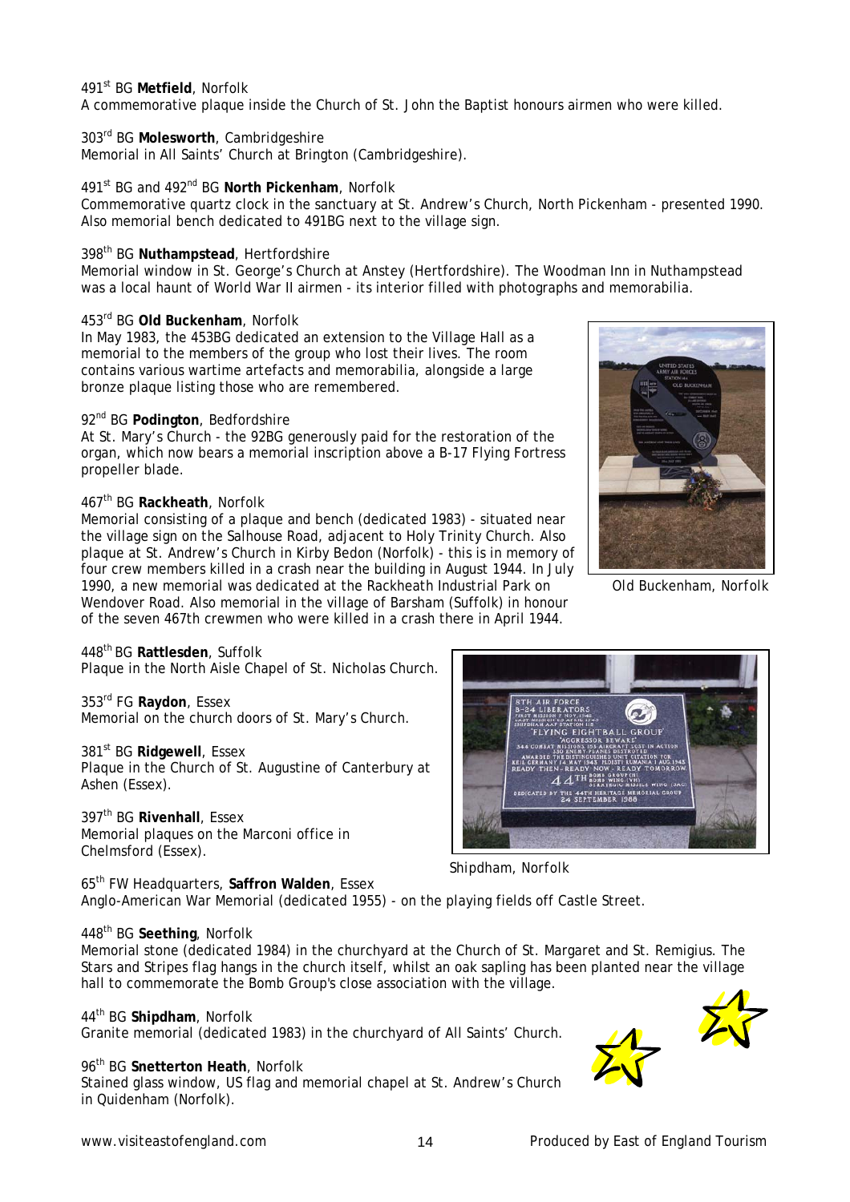491st BG **Metfield**, Norfolk
A commemorative plaque inside the Church of St. John the Baptist honours airmen who were killed.

303rd BG **Molesworth**, Cambridgeshire
Memorial in All Saints' Church at Brington (Cambridgeshire).

491st BG and 492nd BG **North Pickenham**, Norfolk
Commemorative quartz clock in the sanctuary at St. Andrew's Church, North Pickenham - presented 1990. Also memorial bench dedicated to 491BG next to the village sign.

398th BG **Nuthampstead**, Hertfordshire
Memorial window in St. George's Church at Anstey (Hertfordshire). The Woodman Inn in Nuthampstead was a local haunt of World War II airmen - its interior filled with photographs and memorabilia.

453rd BG **Old Buckenham**, Norfolk
In May 1983, the 453BG dedicated an extension to the Village Hall as a memorial to the members of the group who lost their lives. The room contains various wartime artefacts and memorabilia, alongside a large bronze plaque listing those who are remembered.

Old Buckenham, Norfolk

92nd BG **Podington**, Bedfordshire
At St. Mary's Church - the 92BG generously paid for the restoration of the organ, which now bears a memorial inscription above a B-17 Flying Fortress propeller blade.

467th BG **Rackheath**, Norfolk
Memorial consisting of a plaque and bench (dedicated 1983) - situated near the village sign on the Salhouse Road, adjacent to Holy Trinity Church. Also plaque at St. Andrew's Church in Kirby Bedon (Norfolk) - this is in memory of four crew members killed in a crash near the building in August 1944. In July 1990, a new memorial was dedicated at the Rackheath Industrial Park on Wendover Road. Also memorial in the village of Barsham (Suffolk) in honour of the seven 467th crewmen who were killed in a crash there in April 1944.

448th BG **Rattlesden**, Suffolk
Plaque in the North Aisle Chapel of St. Nicholas Church.

353rd FG **Raydon**, Essex
Memorial on the church doors of St. Mary's Church.

381st BG **Ridgewell**, Essex
Plaque in the Church of St. Augustine of Canterbury at Ashen (Essex).

397th BG **Rivenhall**, Essex
Memorial plaques on the Marconi office in Chelmsford (Essex).

Shipdham, Norfolk

65th FW Headquarters, **Saffron Walden**, Essex
Anglo-American War Memorial (dedicated 1955) - on the playing fields off Castle Street.

448th BG **Seething**, Norfolk
Memorial stone (dedicated 1984) in the churchyard at the Church of St. Margaret and St. Remigius. The Stars and Stripes flag hangs in the church itself, whilst an oak sapling has been planted near the village hall to commemorate the Bomb Group's close association with the village.

44th BG **Shipdham**, Norfolk
Granite memorial (dedicated 1983) in the churchyard of All Saints' Church.

96th BG **Snetterton Heath**, Norfolk
Stained glass window, US flag and memorial chapel at St. Andrew's Church in Quidenham (Norfolk).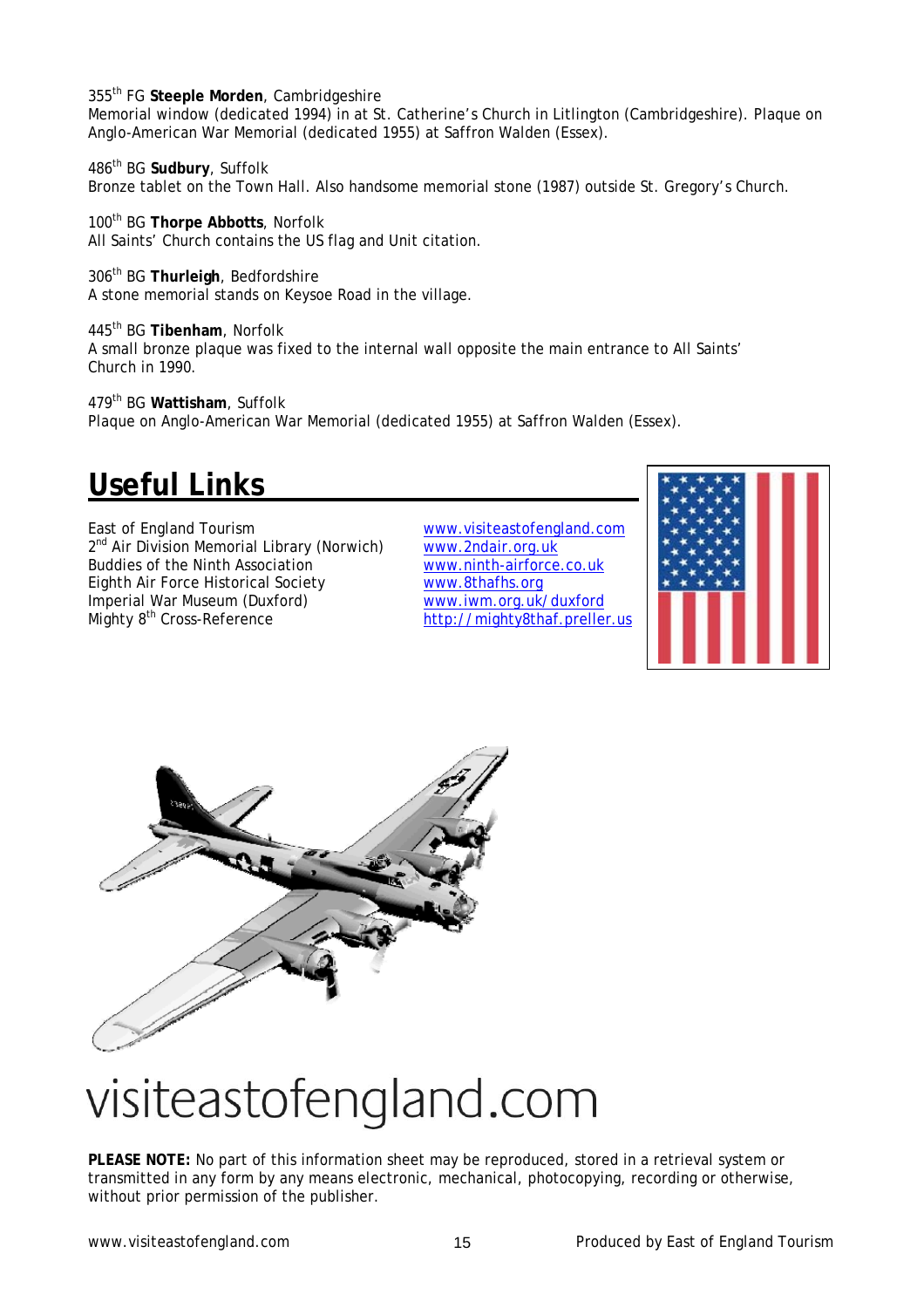355th FG **Steeple Morden**, Cambridgeshire
Memorial window (dedicated 1994) in at St. Catherine's Church in Litlington (Cambridgeshire). Plaque on Anglo-American War Memorial (dedicated 1955) at Saffron Walden (Essex).

486th BG **Sudbury**, Suffolk
Bronze tablet on the Town Hall. Also handsome memorial stone (1987) outside St. Gregory's Church.

100th BG **Thorpe Abbotts**, Norfolk
All Saints' Church contains the US flag and Unit citation.

306th BG **Thurleigh**, Bedfordshire
A stone memorial stands on Keysoe Road in the village.

445th BG **Tibenham**, Norfolk
A small bronze plaque was fixed to the internal wall opposite the main entrance to All Saints' Church in 1990.

479th BG **Wattisham**, Suffolk
Plaque on Anglo-American War Memorial (dedicated 1955) at Saffron Walden (Essex).

## Useful Links

| | |
|---|---|
| East of England Tourism | www.visiteastofengland.com |
| 2nd Air Division Memorial Library (Norwich) | www.2ndair.org.uk |
| Buddies of the Ninth Association | www.ninth-airforce.co.uk |
| Eighth Air Force Historical Society | www.8thafhs.org |
| Imperial War Museum (Duxford) | www.iwm.org.uk/duxford |
| Mighty 8th Cross-Reference | http://mighty8thaf.preller.us |

visiteastofengland.com

**PLEASE NOTE:** No part of this information sheet may be reproduced, stored in a retrieval system or transmitted in any form by any means electronic, mechanical, photocopying, recording or otherwise, without prior permission of the publisher.